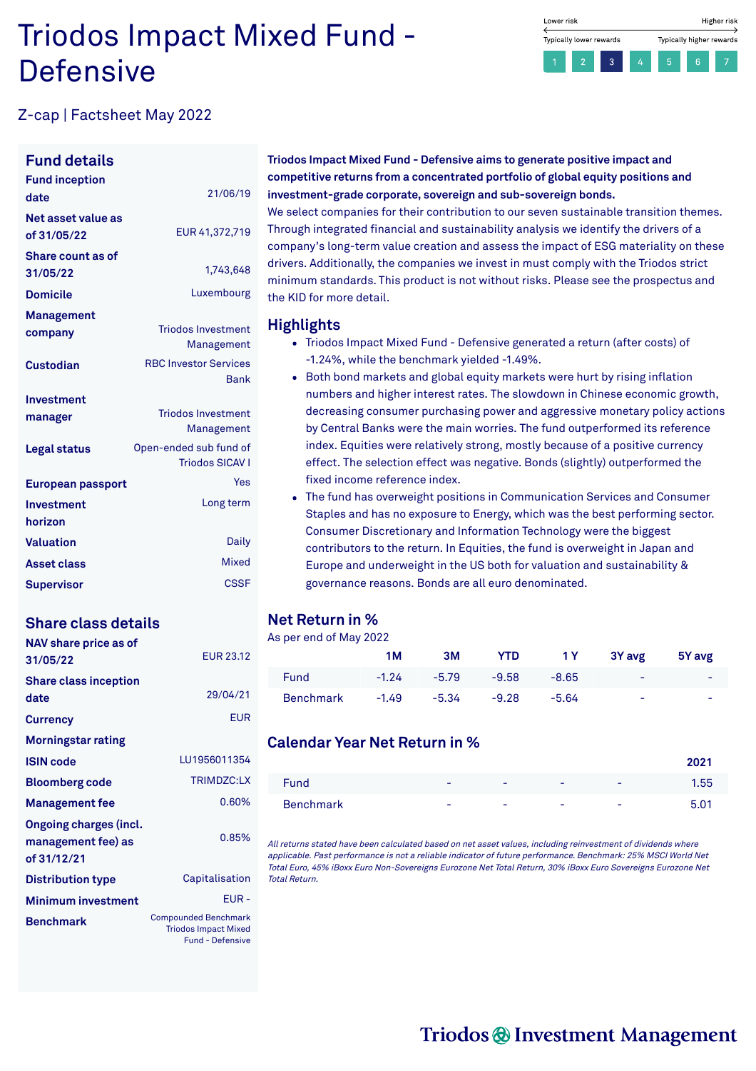# Triodos Impact Mixed Fund - Defensive

Lower risk — Higher risk

Typically lower rewards — Typically higher rewards

1 2 **3** 4 5 6 7

Z-cap | Factsheet May 2022

## Fund details

| | |
|---|---|
| **Fund inception date** | 21/06/19 |
| **Net asset value as of 31/05/22** | EUR 41,372,719 |
| **Share count as of 31/05/22** | 1,743,648 |
| **Domicile** | Luxembourg |
| **Management company** | Triodos Investment Management |
| **Custodian** | RBC Investor Services Bank |
| **Investment manager** | Triodos Investment Management |
| **Legal status** | Open-ended sub fund of Triodos SICAV I |
| **European passport** | Yes |
| **Investment horizon** | Long term |
| **Valuation** | Daily |
| **Asset class** | Mixed |
| **Supervisor** | CSSF |

## Share class details

| | |
|---|---|
| **NAV share price as of 31/05/22** | EUR 23.12 |
| **Share class inception date** | 29/04/21 |
| **Currency** | EUR |
| **Morningstar rating** | |
| **ISIN code** | LU1956011354 |
| **Bloomberg code** | TRIMDZC:LX |
| **Management fee** | 0.60% |
| **Ongoing charges (incl. management fee) as of 31/12/21** | 0.85% |
| **Distribution type** | Capitalisation |
| **Minimum investment** | EUR - |
| **Benchmark** | Compounded Benchmark Triodos Impact Mixed Fund - Defensive |

**Triodos Impact Mixed Fund - Defensive aims to generate positive impact and competitive returns from a concentrated portfolio of global equity positions and investment-grade corporate, sovereign and sub-sovereign bonds.**
We select companies for their contribution to our seven sustainable transition themes. Through integrated financial and sustainability analysis we identify the drivers of a company's long-term value creation and assess the impact of ESG materiality on these drivers. Additionally, the companies we invest in must comply with the Triodos strict minimum standards. This product is not without risks. Please see the prospectus and the KID for more detail.

## Highlights

- Triodos Impact Mixed Fund - Defensive generated a return (after costs) of -1.24%, while the benchmark yielded -1.49%.
- Both bond markets and global equity markets were hurt by rising inflation numbers and higher interest rates. The slowdown in Chinese economic growth, decreasing consumer purchasing power and aggressive monetary policy actions by Central Banks were the main worries. The fund outperformed its reference index. Equities were relatively strong, mostly because of a positive currency effect. The selection effect was negative. Bonds (slightly) outperformed the fixed income reference index.
- The fund has overweight positions in Communication Services and Consumer Staples and has no exposure to Energy, which was the best performing sector. Consumer Discretionary and Information Technology were the biggest contributors to the return. In Equities, the fund is overweight in Japan and Europe and underweight in the US both for valuation and sustainability & governance reasons. Bonds are all euro denominated.

## Net Return in %

As per end of May 2022

| | 1M | 3M | YTD | 1 Y | 3Y avg | 5Y avg |
|---|---|---|---|---|---|---|
| Fund | -1.24 | -5.79 | -9.58 | -8.65 | - | - |
| Benchmark | -1.49 | -5.34 | -9.28 | -5.64 | - | - |

## Calendar Year Net Return in %

| | | | | | 2021 |
|---|---|---|---|---|---|
| Fund | - | - | - | - | 1.55 |
| Benchmark | - | - | - | - | 5.01 |

*All returns stated have been calculated based on net asset values, including reinvestment of dividends where applicable. Past performance is not a reliable indicator of future performance. Benchmark: 25% MSCI World Net Total Euro, 45% iBoxx Euro Non-Sovereigns Eurozone Net Total Return, 30% iBoxx Euro Sovereigns Eurozone Net Total Return.*

Triodos Investment Management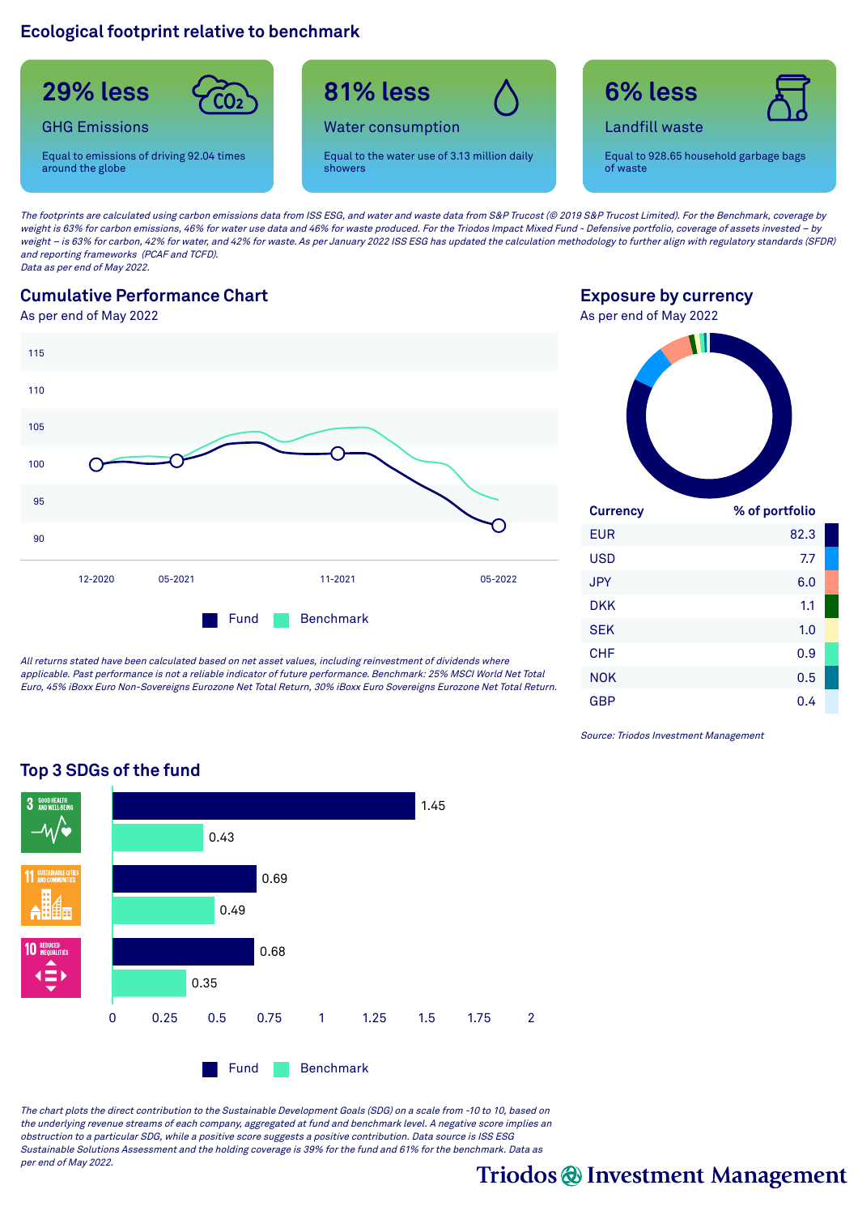## Ecological footprint relative to benchmark

**29% less**
GHG Emissions
Equal to emissions of driving 92.04 times around the globe

**81% less**
Water consumption
Equal to the water use of 3.13 million daily showers

**6% less**
Landfill waste
Equal to 928.65 household garbage bags of waste

*The footprints are calculated using carbon emissions data from ISS ESG, and water and waste data from S&P Trucost (© 2019 S&P Trucost Limited). For the Benchmark, coverage by weight is 63% for carbon emissions, 46% for water use data and 46% for waste produced. For the Triodos Impact Mixed Fund - Defensive portfolio, coverage of assets invested – by weight – is 63% for carbon, 42% for water, and 42% for waste. As per January 2022 ISS ESG has updated the calculation methodology to further align with regulatory standards (SFDR) and reporting frameworks (PCAF and TCFD).*
*Data as per end of May 2022.*

## Cumulative Performance Chart

As per end of May 2022

*All returns stated have been calculated based on net asset values, including reinvestment of dividends where applicable. Past performance is not a reliable indicator of future performance. Benchmark: 25% MSCI World Net Total Euro, 45% iBoxx Euro Non-Sovereigns Eurozone Net Total Return, 30% iBoxx Euro Sovereigns Eurozone Net Total Return.*

## Exposure by currency

As per end of May 2022

| Currency | % of portfolio |
|---|---|
| EUR | 82.3 |
| USD | 7.7 |
| JPY | 6.0 |
| DKK | 1.1 |
| SEK | 1.0 |
| CHF | 0.9 |
| NOK | 0.5 |
| GBP | 0.4 |

*Source: Triodos Investment Management*

## Top 3 SDGs of the fund

| SDG | Fund | Benchmark |
|---|---|---|
| 3 Good health and well-being | 1.45 | 0.43 |
| 11 Sustainable cities and communities | 0.69 | 0.49 |
| 10 Reduced inequalities | 0.68 | 0.35 |

*The chart plots the direct contribution to the Sustainable Development Goals (SDG) on a scale from -10 to 10, based on the underlying revenue streams of each company, aggregated at fund and benchmark level. A negative score implies an obstruction to a particular SDG, while a positive score suggests a positive contribution. Data source is ISS ESG Sustainable Solutions Assessment and the holding coverage is 39% for the fund and 61% for the benchmark. Data as per end of May 2022.*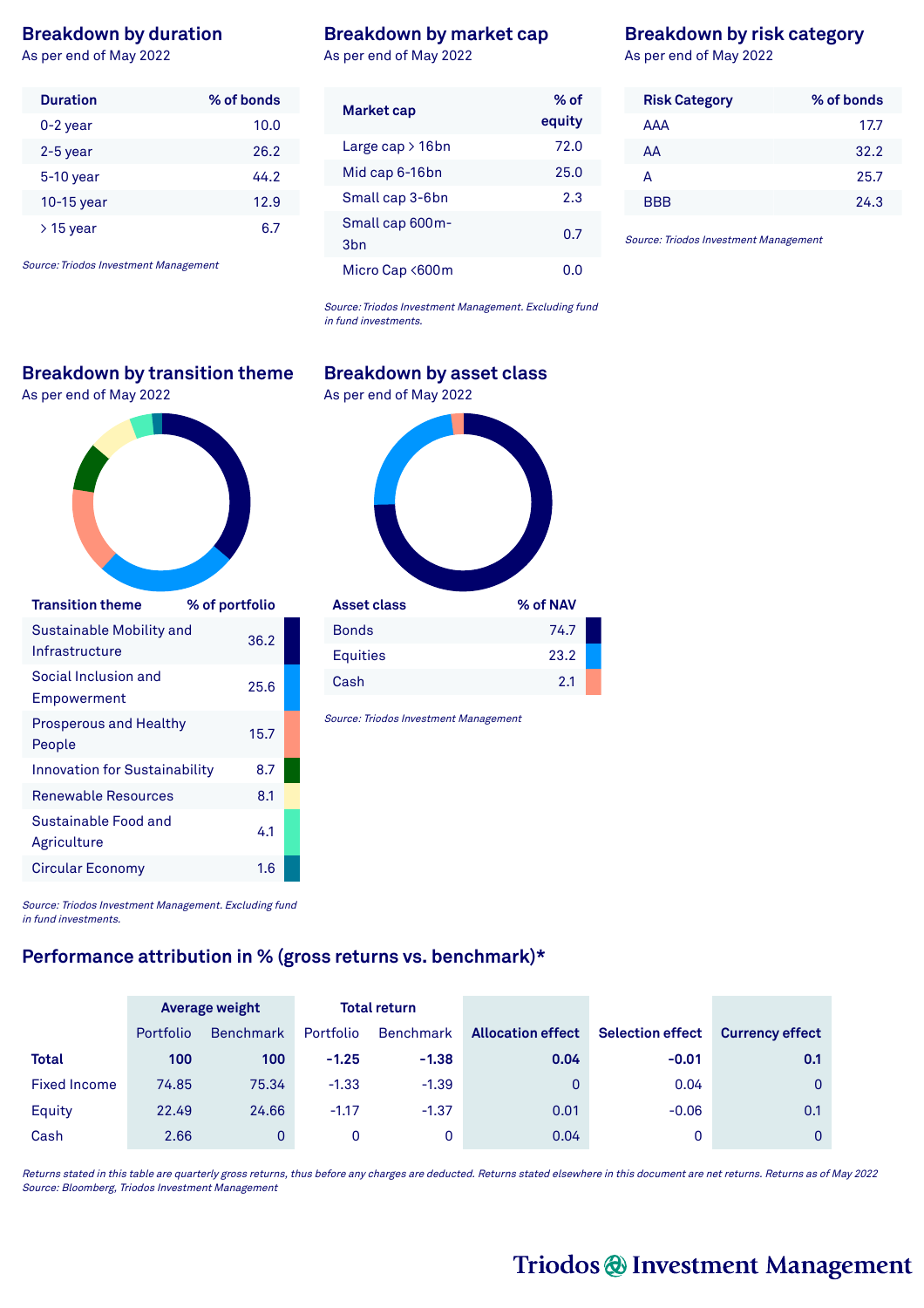## Breakdown by duration

As per end of May 2022

| Duration | % of bonds |
|---|---|
| 0-2 year | 10.0 |
| 2-5 year | 26.2 |
| 5-10 year | 44.2 |
| 10-15 year | 12.9 |
| > 15 year | 6.7 |

*Source: Triodos Investment Management*

## Breakdown by market cap

As per end of May 2022

| Market cap | % of equity |
|---|---|
| Large cap > 16bn | 72.0 |
| Mid cap 6-16bn | 25.0 |
| Small cap 3-6bn | 2.3 |
| Small cap 600m-3bn | 0.7 |
| Micro Cap <600m | 0.0 |

*Source: Triodos Investment Management. Excluding fund in fund investments.*

## Breakdown by risk category

As per end of May 2022

| Risk Category | % of bonds |
|---|---|
| AAA | 17.7 |
| AA | 32.2 |
| A | 25.7 |
| BBB | 24.3 |

*Source: Triodos Investment Management*

## Breakdown by transition theme

As per end of May 2022

| Transition theme | % of portfolio |
|---|---|
| Sustainable Mobility and Infrastructure | 36.2 |
| Social Inclusion and Empowerment | 25.6 |
| Prosperous and Healthy People | 15.7 |
| Innovation for Sustainability | 8.7 |
| Renewable Resources | 8.1 |
| Sustainable Food and Agriculture | 4.1 |
| Circular Economy | 1.6 |

*Source: Triodos Investment Management. Excluding fund in fund investments.*

## Breakdown by asset class

As per end of May 2022

| Asset class | % of NAV |
|---|---|
| Bonds | 74.7 |
| Equities | 23.2 |
| Cash | 2.1 |

*Source: Triodos Investment Management*

## Performance attribution in % (gross returns vs. benchmark)*

| | Average weight | | Total return | | Allocation effect | Selection effect | Currency effect |
|---|---|---|---|---|---|---|---|
| | Portfolio | Benchmark | Portfolio | Benchmark | | | |
| **Total** | **100** | **100** | **-1.25** | **-1.38** | **0.04** | **-0.01** | **0.1** |
| Fixed Income | 74.85 | 75.34 | -1.33 | -1.39 | 0 | 0.04 | 0 |
| Equity | 22.49 | 24.66 | -1.17 | -1.37 | 0.01 | -0.06 | 0.1 |
| Cash | 2.66 | 0 | 0 | 0 | 0.04 | 0 | 0 |

*Returns stated in this table are quarterly gross returns, thus before any charges are deducted. Returns stated elsewhere in this document are net returns. Returns as of May 2022*
*Source: Bloomberg, Triodos Investment Management*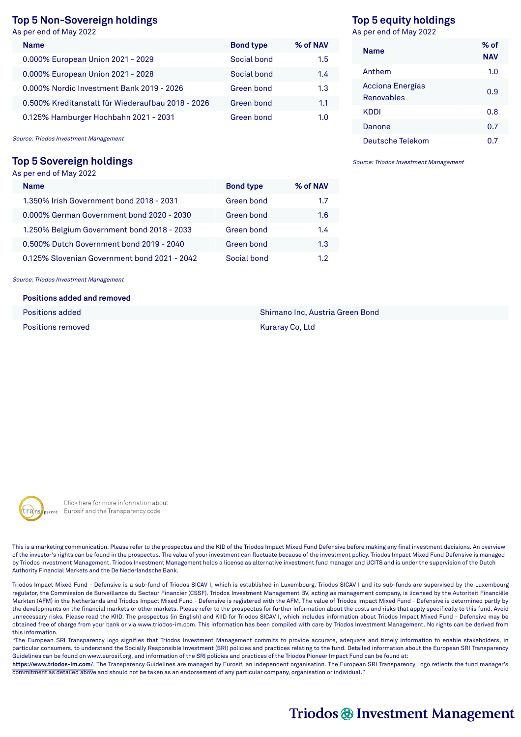## Top 5 Non-Sovereign holdings

As per end of May 2022

| Name | Bond type | % of NAV |
|---|---|---|
| 0.000% European Union 2021 - 2029 | Social bond | 1.5 |
| 0.000% European Union 2021 - 2028 | Social bond | 1.4 |
| 0.000% Nordic Investment Bank 2019 - 2026 | Green bond | 1.3 |
| 0.500% Kreditanstalt für Wiederaufbau 2018 - 2026 | Green bond | 1.1 |
| 0.125% Hamburger Hochbahn 2021 - 2031 | Green bond | 1.0 |

*Source: Triodos Investment Management*

## Top 5 Sovereign holdings

As per end of May 2022

| Name | Bond type | % of NAV |
|---|---|---|
| 1.350% Irish Government bond 2018 - 2031 | Green bond | 1.7 |
| 0.000% German Government bond 2020 - 2030 | Green bond | 1.6 |
| 1.250% Belgium Government bond 2018 - 2033 | Green bond | 1.4 |
| 0.500% Dutch Government bond 2019 - 2040 | Green bond | 1.3 |
| 0.125% Slovenian Government bond 2021 - 2042 | Social bond | 1.2 |

*Source: Triodos Investment Management*

## Top 5 equity holdings

As per end of May 2022

| Name | % of NAV |
|---|---|
| Anthem | 1.0 |
| Acciona Energías Renovables | 0.9 |
| KDDI | 0.8 |
| Danone | 0.7 |
| Deutsche Telekom | 0.7 |

*Source: Triodos Investment Management*

| **Positions added and removed** | |
|---|---|
| Positions added | Shimano Inc, Austria Green Bond |
| Positions removed | Kuraray Co, Ltd |

Click here for more information about Eurosif and the Transparency code

This is a marketing communication. Please refer to the prospectus and the KID of the Triodos Impact Mixed Fund Defensive before making any final investment decisions. An overview of the investor's rights can be found in the prospectus. The value of your investment can fluctuate because of the investment policy. Triodos Impact Mixed Fund Defensive is managed by Triodos Investment Management. Triodos Investment Management holds a license as alternative investment fund manager and UCITS and is under the supervision of the Dutch Authority Financial Markets and the De Nederlandsche Bank.

Triodos Impact Mixed Fund - Defensive is a sub-fund of Triodos SICAV I, which is established in Luxembourg. Triodos SICAV I and its sub-funds are supervised by the Luxembourg regulator, the Commission de Surveillance du Secteur Financier (CSSF). Triodos Investment Management BV, acting as management company, is licensed by the Autoriteit Financiële Markten (AFM) in the Netherlands and Triodos Impact Mixed Fund - Defensive is registered with the AFM. The value of Triodos Impact Mixed Fund - Defensive is determined partly by the developments on the financial markets or other markets. Please refer to the prospectus for further information about the costs and risks that apply specifically to this fund. Avoid unnecessary risks. Please read the KIID. The prospectus (in English) and KIID for Triodos SICAV I, which includes information about Triodos Impact Mixed Fund - Defensive may be obtained free of charge from your bank or via www.triodos-im.com. This information has been compiled with care by Triodos Investment Management. No rights can be derived from this information.

"The European SRI Transparency logo signifies that Triodos Investment Management commits to provide accurate, adequate and timely information to enable stakeholders, in particular consumers, to understand the Socially Responsible Investment (SRI) policies and practices relating to the fund. Detailed information about the European SRI Transparency Guidelines can be found on www.eurosif.org, and information of the SRI policies and practices of the Triodos Pioneer Impact Fund can be found at: **https://www.triodos-im.com/**. The Transparency Guidelines are managed by Eurosif, an independent organisation. The European SRI Transparency Logo reflects the fund manager's commitment as detailed above and should not be taken as an endorsement of any particular company, organisation or individual."

Triodos Investment Management